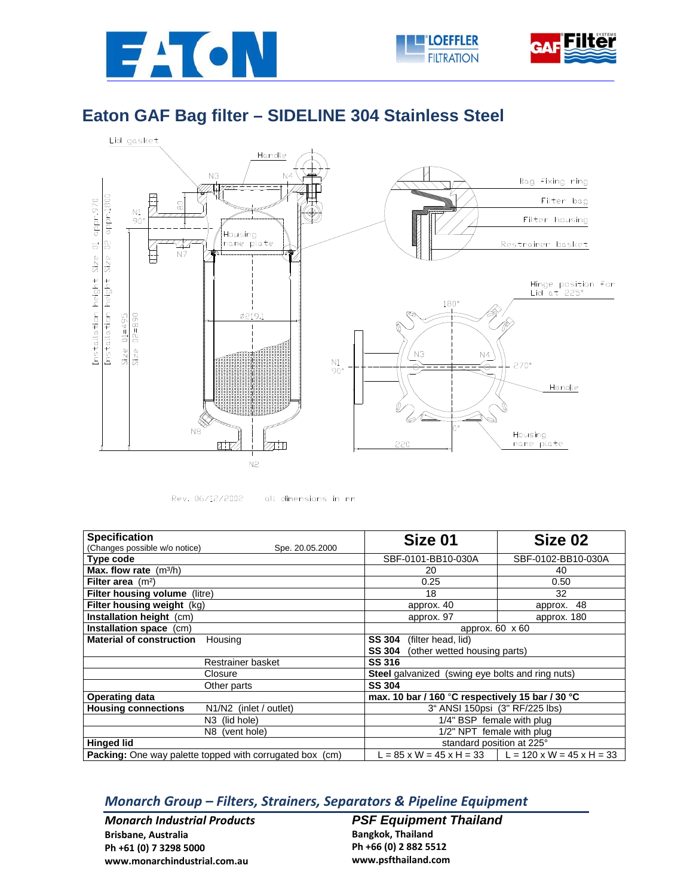# Eaton GAF Bag filter – SIDELINE 304 Stainless Steel

Lid gasket

Handle

N3 N4

N1 90°

80

Housing name plate

N7

Installation height Size 01 appr.970

Installation height Size 02 appr.1800

Size 01=495

Size 02=890

Ø219.1

N8

N2

Bag fixing ring

Filter bag

Filter housing

Restrainer basket

Hinge position for Lid at 225°

180°

N3 N4

N1 90°

270°

Handle

0°

220

Housing name plate

Rev. 06/12/2002 all dimensions in mm

| Specification<br>(Changes possible w/o notice) Spe. 20.05.2000 | Size 01 | Size 02 |
|---|---|---|
| **Type code** | SBF-0101-BB10-030A | SBF-0102-BB10-030A |
| **Max. flow rate** ($m^3$/h) | 20 | 40 |
| **Filter area** ($m^2$) | 0.25 | 0.50 |
| **Filter housing volume** (litre) | 18 | 32 |
| **Filter housing weight** (kg) | approx. 40 | approx. 48 |
| **Installation height** (cm) | approx. 97 | approx. 180 |
| **Installation space** (cm) | approx. 60 x 60 | |
| **Material of construction** Housing | **SS 304** (filter head, lid)<br>**SS 304** (other wetted housing parts) | |
| Restrainer basket | **SS 316** | |
| Closure | **Steel** galvanized (swing eye bolts and ring nuts) | |
| Other parts | **SS 304** | |
| **Operating data** | **max. 10 bar / 160 °C respectively 15 bar / 30 °C** | |
| **Housing connections** N1/N2 (inlet / outlet) | 3" ANSI 150psi (3" RF/225 lbs) | |
| N3 (lid hole) | 1/4" BSP female with plug | |
| N8 (vent hole) | 1/2" NPT female with plug | |
| **Hinged lid** | standard position at 225° | |
| **Packing:** One way palette topped with corrugated box (cm) | L = 85 x W = 45 x H = 33 | L = 120 x W = 45 x H = 33 |

## *Monarch Group – Filters, Strainers, Separators & Pipeline Equipment*

***Monarch Industrial Products***
**Brisbane, Australia**
**Ph +61 (0) 7 3298 5000**
**www.monarchindustrial.com.au**

***PSF Equipment Thailand***
**Bangkok, Thailand**
**Ph +66 (0) 2 882 5512**
**www.psfthailand.com**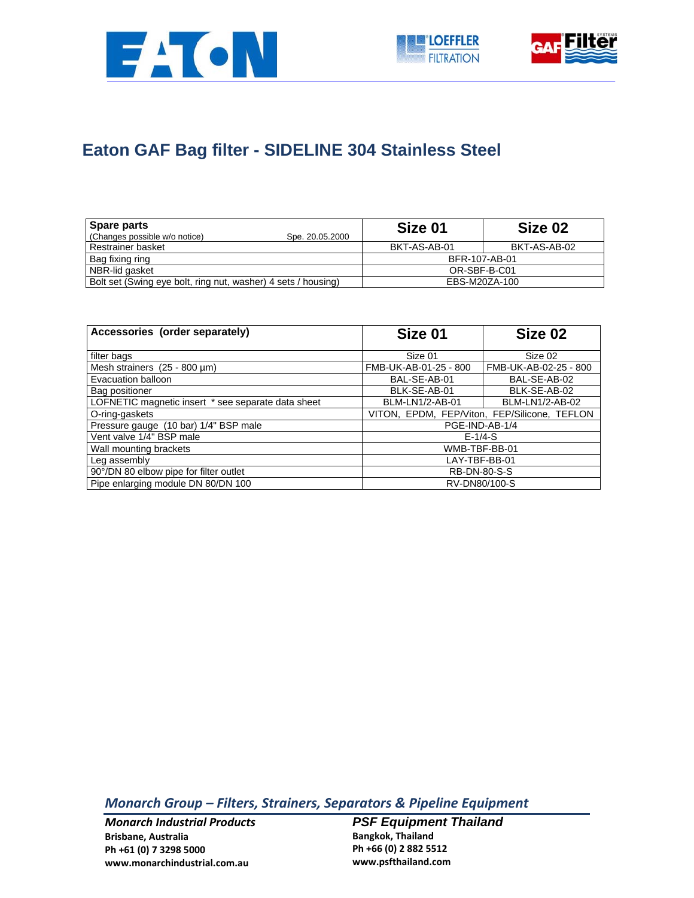# Eaton GAF Bag filter - SIDELINE 304 Stainless Steel

| **Spare parts** (Changes possible w/o notice) Spe. 20.05.2000 | **Size 01** | **Size 02** |
|---|---|---|
| Restrainer basket | BKT-AS-AB-01 | BKT-AS-AB-02 |
| Bag fixing ring | BFR-107-AB-01 | |
| NBR-lid gasket | OR-SBF-B-C01 | |
| Bolt set (Swing eye bolt, ring nut, washer) 4 sets / housing) | EBS-M20ZA-100 | |

| **Accessories (order separately)** | **Size 01** | **Size 02** |
|---|---|---|
| filter bags | Size 01 | Size 02 |
| Mesh strainers (25 - 800 µm) | FMB-UK-AB-01-25 - 800 | FMB-UK-AB-02-25 - 800 |
| Evacuation balloon | BAL-SE-AB-01 | BAL-SE-AB-02 |
| Bag positioner | BLK-SE-AB-01 | BLK-SE-AB-02 |
| LOFNETIC magnetic insert * see separate data sheet | BLM-LN1/2-AB-01 | BLM-LN1/2-AB-02 |
| O-ring-gaskets | VITON, EPDM, FEP/Viton, FEP/Silicone, TEFLON | |
| Pressure gauge (10 bar) 1/4" BSP male | PGE-IND-AB-1/4 | |
| Vent valve 1/4" BSP male | E-1/4-S | |
| Wall mounting brackets | WMB-TBF-BB-01 | |
| Leg assembly | LAY-TBF-BB-01 | |
| 90°/DN 80 elbow pipe for filter outlet | RB-DN-80-S-S | |
| Pipe enlarging module DN 80/DN 100 | RV-DN80/100-S | |

*Monarch Group – Filters, Strainers, Separators & Pipeline Equipment*

***Monarch Industrial Products***
**Brisbane, Australia**
**Ph +61 (0) 7 3298 5000**
**www.monarchindustrial.com.au**

***PSF Equipment Thailand***
**Bangkok, Thailand**
**Ph +66 (0) 2 882 5512**
**www.psfthailand.com**